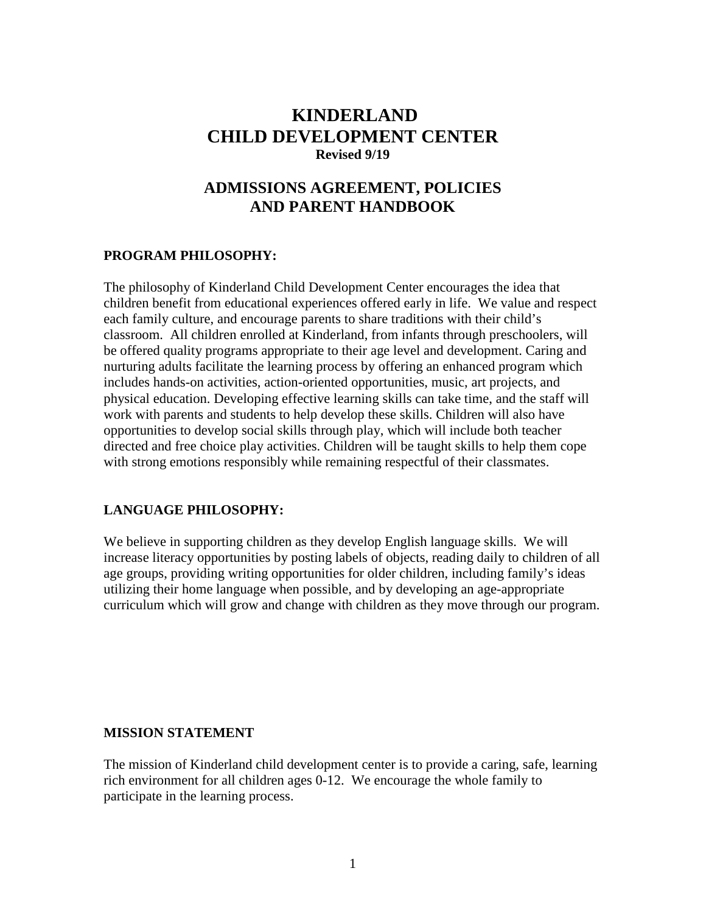# KINDERLAND
# CHILD DEVELOPMENT CENTER

**Revised 9/19**

## ADMISSIONS AGREEMENT, POLICIES AND PARENT HANDBOOK

### PROGRAM PHILOSOPHY:

The philosophy of Kinderland Child Development Center encourages the idea that children benefit from educational experiences offered early in life. We value and respect each family culture, and encourage parents to share traditions with their child's classroom. All children enrolled at Kinderland, from infants through preschoolers, will be offered quality programs appropriate to their age level and development. Caring and nurturing adults facilitate the learning process by offering an enhanced program which includes hands-on activities, action-oriented opportunities, music, art projects, and physical education. Developing effective learning skills can take time, and the staff will work with parents and students to help develop these skills. Children will also have opportunities to develop social skills through play, which will include both teacher directed and free choice play activities. Children will be taught skills to help them cope with strong emotions responsibly while remaining respectful of their classmates.

### LANGUAGE PHILOSOPHY:

We believe in supporting children as they develop English language skills. We will increase literacy opportunities by posting labels of objects, reading daily to children of all age groups, providing writing opportunities for older children, including family's ideas utilizing their home language when possible, and by developing an age-appropriate curriculum which will grow and change with children as they move through our program.

### MISSION STATEMENT

The mission of Kinderland child development center is to provide a caring, safe, learning rich environment for all children ages 0-12. We encourage the whole family to participate in the learning process.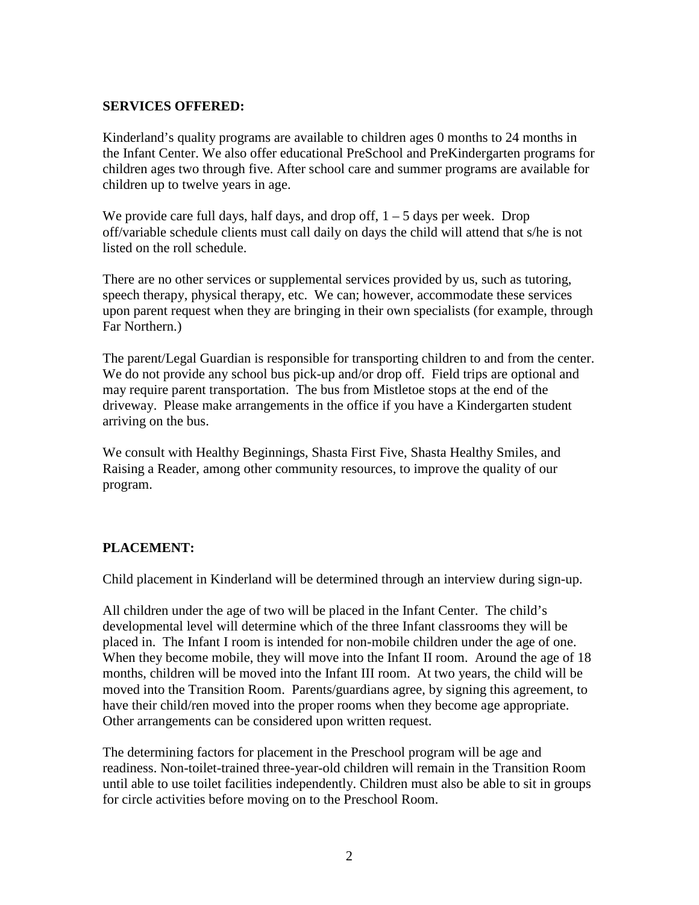**SERVICES OFFERED:**

Kinderland's quality programs are available to children ages 0 months to 24 months in the Infant Center. We also offer educational PreSchool and PreKindergarten programs for children ages two through five. After school care and summer programs are available for children up to twelve years in age.

We provide care full days, half days, and drop off, 1 – 5 days per week. Drop off/variable schedule clients must call daily on days the child will attend that s/he is not listed on the roll schedule.

There are no other services or supplemental services provided by us, such as tutoring, speech therapy, physical therapy, etc. We can; however, accommodate these services upon parent request when they are bringing in their own specialists (for example, through Far Northern.)

The parent/Legal Guardian is responsible for transporting children to and from the center. We do not provide any school bus pick-up and/or drop off. Field trips are optional and may require parent transportation. The bus from Mistletoe stops at the end of the driveway. Please make arrangements in the office if you have a Kindergarten student arriving on the bus.

We consult with Healthy Beginnings, Shasta First Five, Shasta Healthy Smiles, and Raising a Reader, among other community resources, to improve the quality of our program.

**PLACEMENT:**

Child placement in Kinderland will be determined through an interview during sign-up.

All children under the age of two will be placed in the Infant Center. The child's developmental level will determine which of the three Infant classrooms they will be placed in. The Infant I room is intended for non-mobile children under the age of one. When they become mobile, they will move into the Infant II room. Around the age of 18 months, children will be moved into the Infant III room. At two years, the child will be moved into the Transition Room. Parents/guardians agree, by signing this agreement, to have their child/ren moved into the proper rooms when they become age appropriate. Other arrangements can be considered upon written request.

The determining factors for placement in the Preschool program will be age and readiness. Non-toilet-trained three-year-old children will remain in the Transition Room until able to use toilet facilities independently. Children must also be able to sit in groups for circle activities before moving on to the Preschool Room.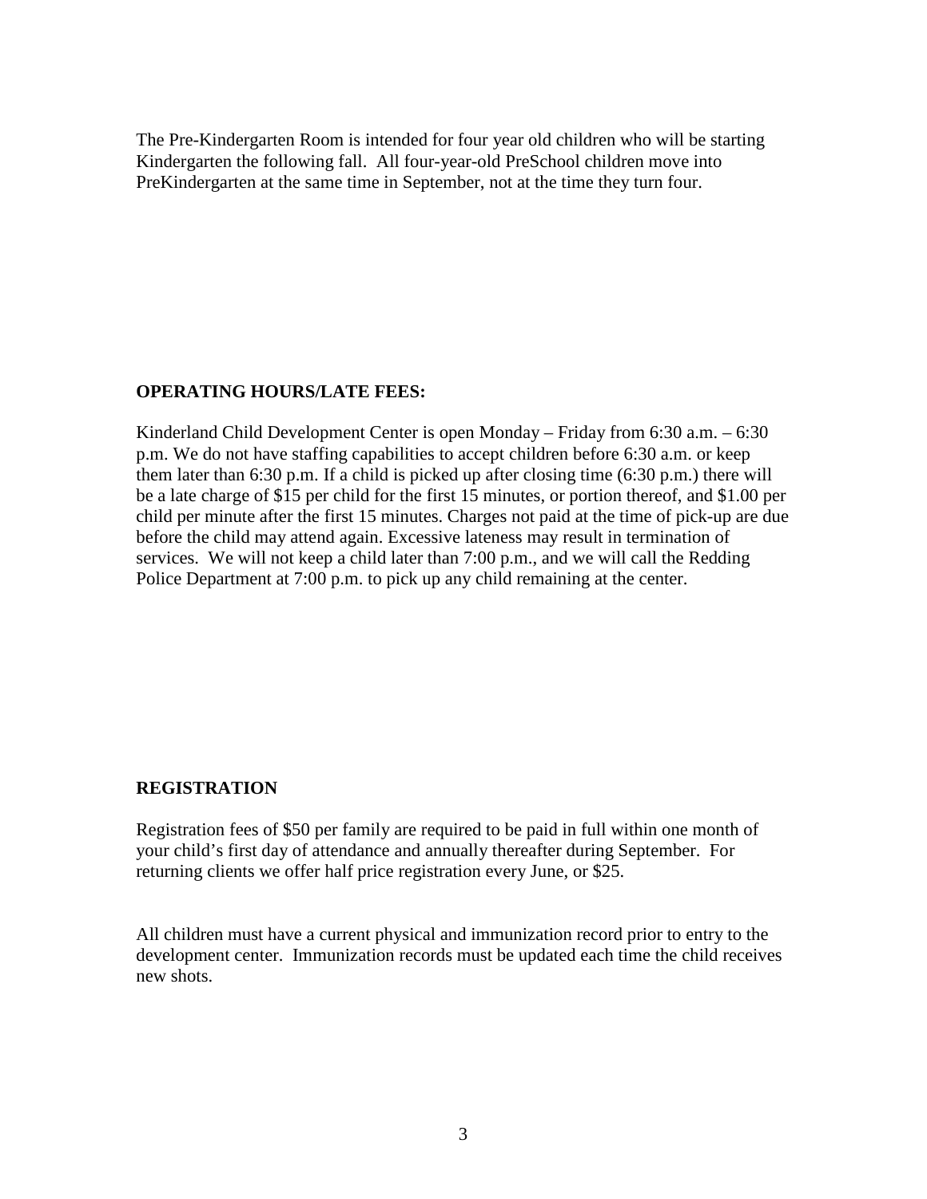The Pre-Kindergarten Room is intended for four year old children who will be starting Kindergarten the following fall. All four-year-old PreSchool children move into PreKindergarten at the same time in September, not at the time they turn four.

**OPERATING HOURS/LATE FEES:**

Kinderland Child Development Center is open Monday – Friday from 6:30 a.m. – 6:30 p.m. We do not have staffing capabilities to accept children before 6:30 a.m. or keep them later than 6:30 p.m. If a child is picked up after closing time (6:30 p.m.) there will be a late charge of $15 per child for the first 15 minutes, or portion thereof, and $1.00 per child per minute after the first 15 minutes. Charges not paid at the time of pick-up are due before the child may attend again. Excessive lateness may result in termination of services. We will not keep a child later than 7:00 p.m., and we will call the Redding Police Department at 7:00 p.m. to pick up any child remaining at the center.

**REGISTRATION**

Registration fees of $50 per family are required to be paid in full within one month of your child's first day of attendance and annually thereafter during September. For returning clients we offer half price registration every June, or $25.

All children must have a current physical and immunization record prior to entry to the development center. Immunization records must be updated each time the child receives new shots.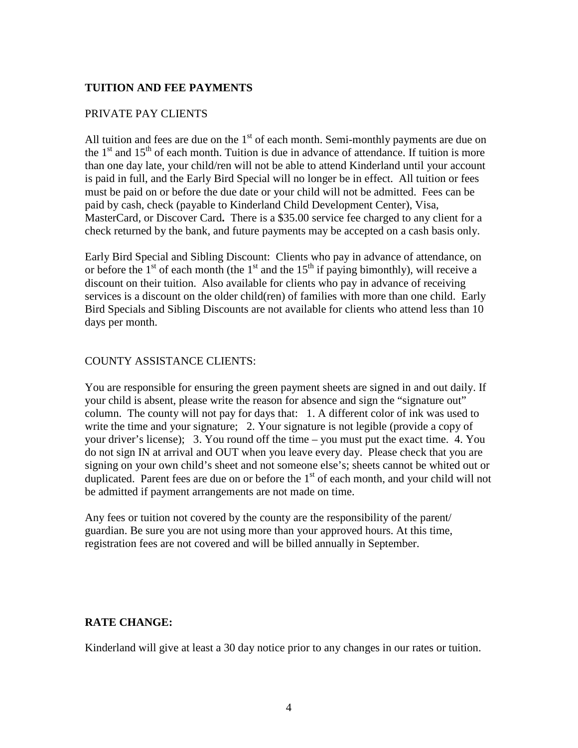## TUITION AND FEE PAYMENTS

PRIVATE PAY CLIENTS

All tuition and fees are due on the 1st of each month. Semi-monthly payments are due on the 1st and 15th of each month. Tuition is due in advance of attendance. If tuition is more than one day late, your child/ren will not be able to attend Kinderland until your account is paid in full, and the Early Bird Special will no longer be in effect. All tuition or fees must be paid on or before the due date or your child will not be admitted. Fees can be paid by cash, check (payable to Kinderland Child Development Center), Visa, MasterCard, or Discover Card**.** There is a $35.00 service fee charged to any client for a check returned by the bank, and future payments may be accepted on a cash basis only.

Early Bird Special and Sibling Discount: Clients who pay in advance of attendance, on or before the 1st of each month (the 1st and the 15th if paying bimonthly), will receive a discount on their tuition. Also available for clients who pay in advance of receiving services is a discount on the older child(ren) of families with more than one child. Early Bird Specials and Sibling Discounts are not available for clients who attend less than 10 days per month.

COUNTY ASSISTANCE CLIENTS:

You are responsible for ensuring the green payment sheets are signed in and out daily. If your child is absent, please write the reason for absence and sign the "signature out" column. The county will not pay for days that: 1. A different color of ink was used to write the time and your signature; 2. Your signature is not legible (provide a copy of your driver's license); 3. You round off the time – you must put the exact time. 4. You do not sign IN at arrival and OUT when you leave every day. Please check that you are signing on your own child's sheet and not someone else's; sheets cannot be whited out or duplicated. Parent fees are due on or before the 1st of each month, and your child will not be admitted if payment arrangements are not made on time.

Any fees or tuition not covered by the county are the responsibility of the parent/ guardian. Be sure you are not using more than your approved hours. At this time, registration fees are not covered and will be billed annually in September.

## RATE CHANGE:

Kinderland will give at least a 30 day notice prior to any changes in our rates or tuition.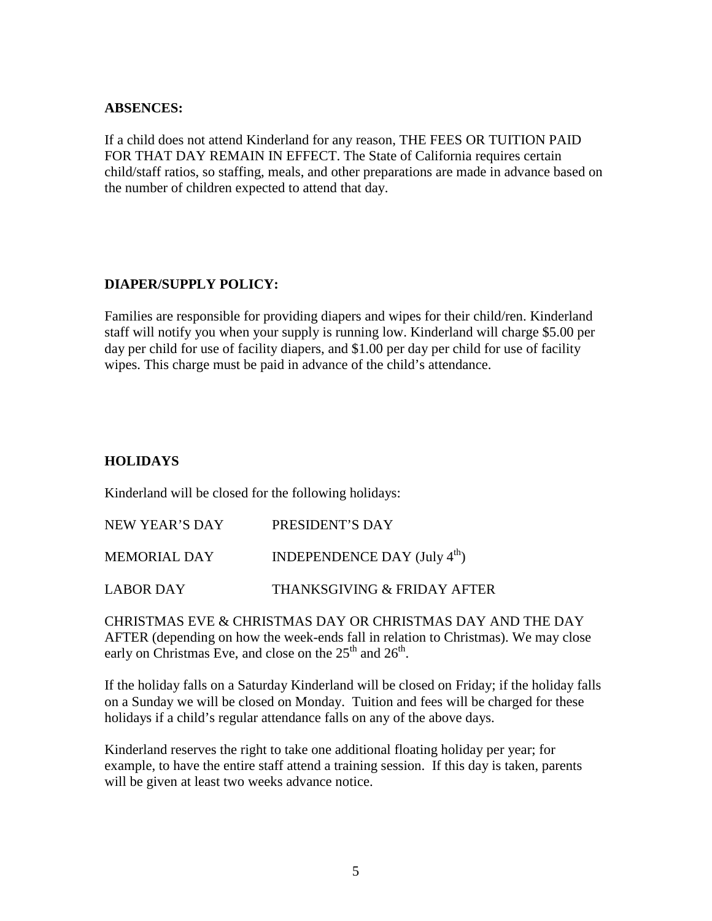## ABSENCES:

If a child does not attend Kinderland for any reason, THE FEES OR TUITION PAID FOR THAT DAY REMAIN IN EFFECT. The State of California requires certain child/staff ratios, so staffing, meals, and other preparations are made in advance based on the number of children expected to attend that day.

## DIAPER/SUPPLY POLICY:

Families are responsible for providing diapers and wipes for their child/ren. Kinderland staff will notify you when your supply is running low. Kinderland will charge $5.00 per day per child for use of facility diapers, and $1.00 per day per child for use of facility wipes. This charge must be paid in advance of the child's attendance.

## HOLIDAYS

Kinderland will be closed for the following holidays:

| | |
|---|---|
| NEW YEAR'S DAY | PRESIDENT'S DAY |
| MEMORIAL DAY | INDEPENDENCE DAY (July 4th) |
| LABOR DAY | THANKSGIVING & FRIDAY AFTER |

CHRISTMAS EVE & CHRISTMAS DAY OR CHRISTMAS DAY AND THE DAY AFTER (depending on how the week-ends fall in relation to Christmas). We may close early on Christmas Eve, and close on the 25th and 26th.

If the holiday falls on a Saturday Kinderland will be closed on Friday; if the holiday falls on a Sunday we will be closed on Monday. Tuition and fees will be charged for these holidays if a child's regular attendance falls on any of the above days.

Kinderland reserves the right to take one additional floating holiday per year; for example, to have the entire staff attend a training session. If this day is taken, parents will be given at least two weeks advance notice.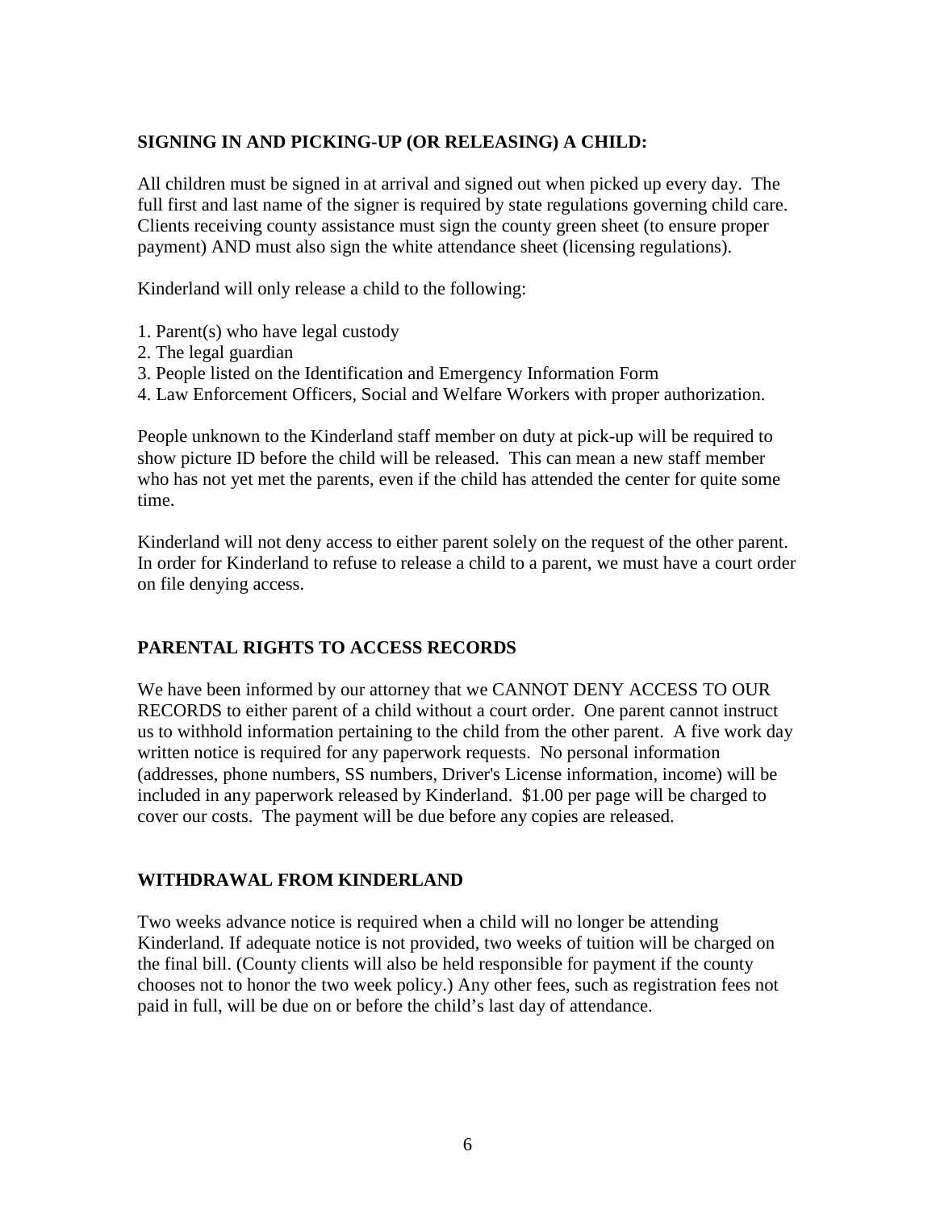## SIGNING IN AND PICKING-UP (OR RELEASING) A CHILD:

All children must be signed in at arrival and signed out when picked up every day. The full first and last name of the signer is required by state regulations governing child care. Clients receiving county assistance must sign the county green sheet (to ensure proper payment) AND must also sign the white attendance sheet (licensing regulations).

Kinderland will only release a child to the following:

1. Parent(s) who have legal custody
2. The legal guardian
3. People listed on the Identification and Emergency Information Form
4. Law Enforcement Officers, Social and Welfare Workers with proper authorization.

People unknown to the Kinderland staff member on duty at pick-up will be required to show picture ID before the child will be released. This can mean a new staff member who has not yet met the parents, even if the child has attended the center for quite some time.

Kinderland will not deny access to either parent solely on the request of the other parent. In order for Kinderland to refuse to release a child to a parent, we must have a court order on file denying access.

## PARENTAL RIGHTS TO ACCESS RECORDS

We have been informed by our attorney that we CANNOT DENY ACCESS TO OUR RECORDS to either parent of a child without a court order. One parent cannot instruct us to withhold information pertaining to the child from the other parent. A five work day written notice is required for any paperwork requests. No personal information (addresses, phone numbers, SS numbers, Driver's License information, income) will be included in any paperwork released by Kinderland. $1.00 per page will be charged to cover our costs. The payment will be due before any copies are released.

## WITHDRAWAL FROM KINDERLAND

Two weeks advance notice is required when a child will no longer be attending Kinderland. If adequate notice is not provided, two weeks of tuition will be charged on the final bill. (County clients will also be held responsible for payment if the county chooses not to honor the two week policy.) Any other fees, such as registration fees not paid in full, will be due on or before the child's last day of attendance.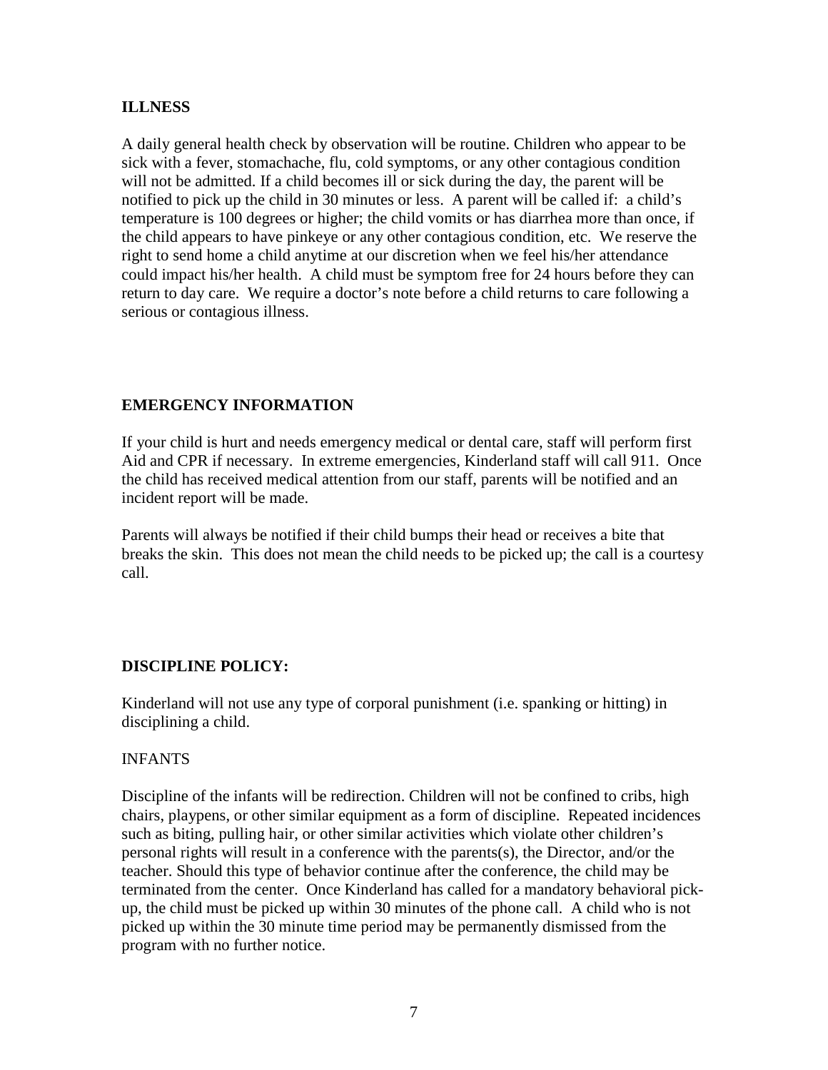## ILLNESS

A daily general health check by observation will be routine. Children who appear to be sick with a fever, stomachache, flu, cold symptoms, or any other contagious condition will not be admitted. If a child becomes ill or sick during the day, the parent will be notified to pick up the child in 30 minutes or less. A parent will be called if: a child's temperature is 100 degrees or higher; the child vomits or has diarrhea more than once, if the child appears to have pinkeye or any other contagious condition, etc. We reserve the right to send home a child anytime at our discretion when we feel his/her attendance could impact his/her health. A child must be symptom free for 24 hours before they can return to day care. We require a doctor's note before a child returns to care following a serious or contagious illness.

## EMERGENCY INFORMATION

If your child is hurt and needs emergency medical or dental care, staff will perform first Aid and CPR if necessary. In extreme emergencies, Kinderland staff will call 911. Once the child has received medical attention from our staff, parents will be notified and an incident report will be made.

Parents will always be notified if their child bumps their head or receives a bite that breaks the skin. This does not mean the child needs to be picked up; the call is a courtesy call.

## DISCIPLINE POLICY:

Kinderland will not use any type of corporal punishment (i.e. spanking or hitting) in disciplining a child.

### INFANTS

Discipline of the infants will be redirection. Children will not be confined to cribs, high chairs, playpens, or other similar equipment as a form of discipline. Repeated incidences such as biting, pulling hair, or other similar activities which violate other children's personal rights will result in a conference with the parents(s), the Director, and/or the teacher. Should this type of behavior continue after the conference, the child may be terminated from the center. Once Kinderland has called for a mandatory behavioral pick-up, the child must be picked up within 30 minutes of the phone call. A child who is not picked up within the 30 minute time period may be permanently dismissed from the program with no further notice.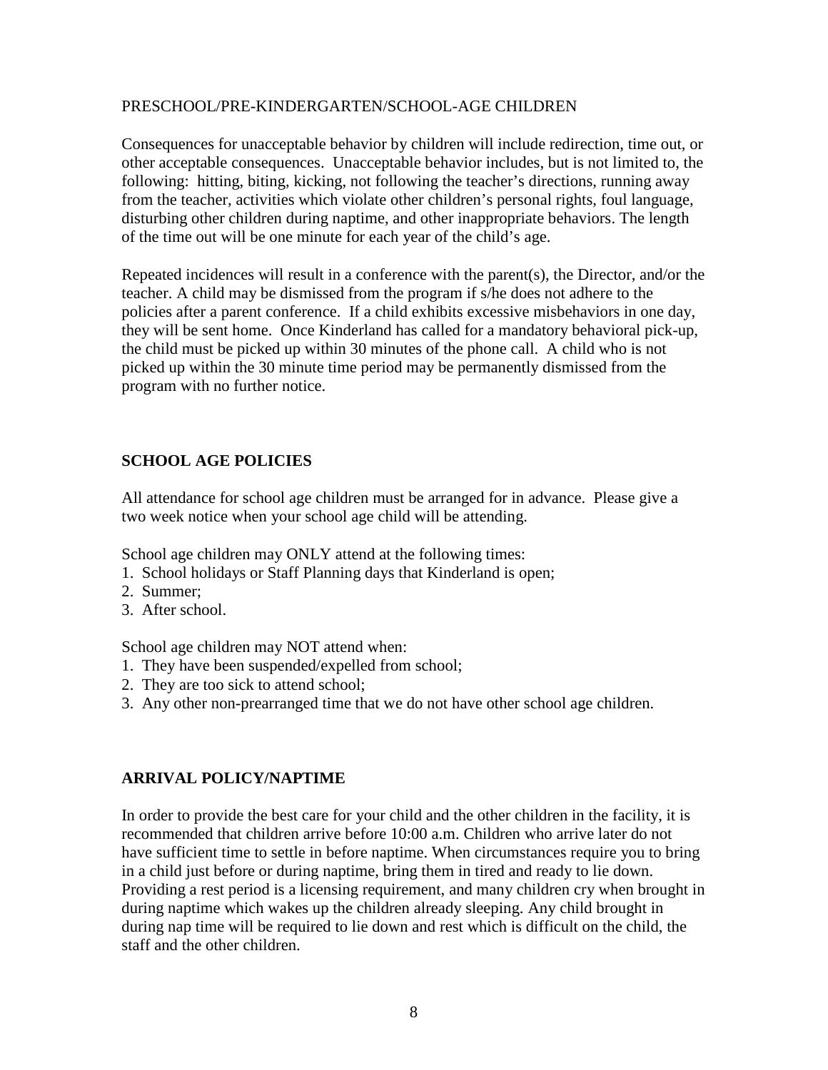PRESCHOOL/PRE-KINDERGARTEN/SCHOOL-AGE CHILDREN

Consequences for unacceptable behavior by children will include redirection, time out, or other acceptable consequences. Unacceptable behavior includes, but is not limited to, the following: hitting, biting, kicking, not following the teacher's directions, running away from the teacher, activities which violate other children's personal rights, foul language, disturbing other children during naptime, and other inappropriate behaviors. The length of the time out will be one minute for each year of the child's age.

Repeated incidences will result in a conference with the parent(s), the Director, and/or the teacher. A child may be dismissed from the program if s/he does not adhere to the policies after a parent conference. If a child exhibits excessive misbehaviors in one day, they will be sent home. Once Kinderland has called for a mandatory behavioral pick-up, the child must be picked up within 30 minutes of the phone call. A child who is not picked up within the 30 minute time period may be permanently dismissed from the program with no further notice.

## SCHOOL AGE POLICIES

All attendance for school age children must be arranged for in advance. Please give a two week notice when your school age child will be attending.

School age children may ONLY attend at the following times:

1. School holidays or Staff Planning days that Kinderland is open;
2. Summer;
3. After school.

School age children may NOT attend when:

1. They have been suspended/expelled from school;
2. They are too sick to attend school;
3. Any other non-prearranged time that we do not have other school age children.

## ARRIVAL POLICY/NAPTIME

In order to provide the best care for your child and the other children in the facility, it is recommended that children arrive before 10:00 a.m. Children who arrive later do not have sufficient time to settle in before naptime. When circumstances require you to bring in a child just before or during naptime, bring them in tired and ready to lie down. Providing a rest period is a licensing requirement, and many children cry when brought in during naptime which wakes up the children already sleeping. Any child brought in during nap time will be required to lie down and rest which is difficult on the child, the staff and the other children.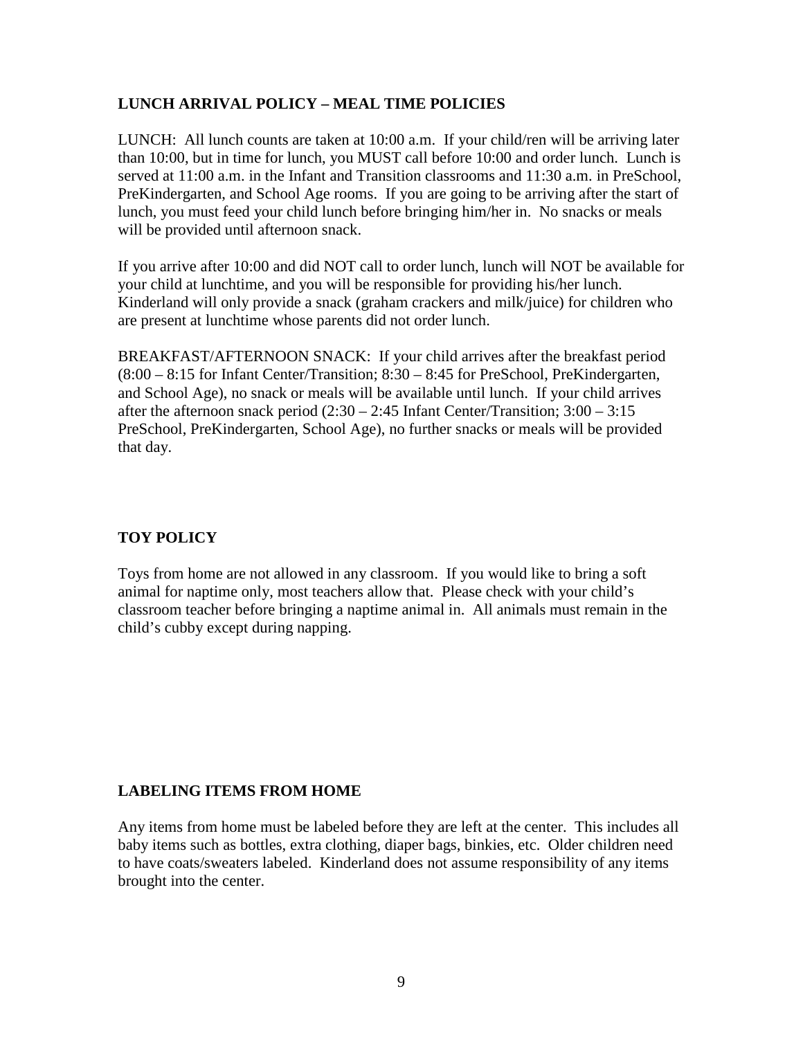## LUNCH ARRIVAL POLICY – MEAL TIME POLICIES

LUNCH: All lunch counts are taken at 10:00 a.m. If your child/ren will be arriving later than 10:00, but in time for lunch, you MUST call before 10:00 and order lunch. Lunch is served at 11:00 a.m. in the Infant and Transition classrooms and 11:30 a.m. in PreSchool, PreKindergarten, and School Age rooms. If you are going to be arriving after the start of lunch, you must feed your child lunch before bringing him/her in. No snacks or meals will be provided until afternoon snack.

If you arrive after 10:00 and did NOT call to order lunch, lunch will NOT be available for your child at lunchtime, and you will be responsible for providing his/her lunch. Kinderland will only provide a snack (graham crackers and milk/juice) for children who are present at lunchtime whose parents did not order lunch.

BREAKFAST/AFTERNOON SNACK: If your child arrives after the breakfast period (8:00 – 8:15 for Infant Center/Transition; 8:30 – 8:45 for PreSchool, PreKindergarten, and School Age), no snack or meals will be available until lunch. If your child arrives after the afternoon snack period (2:30 – 2:45 Infant Center/Transition; 3:00 – 3:15 PreSchool, PreKindergarten, School Age), no further snacks or meals will be provided that day.

## TOY POLICY

Toys from home are not allowed in any classroom. If you would like to bring a soft animal for naptime only, most teachers allow that. Please check with your child's classroom teacher before bringing a naptime animal in. All animals must remain in the child's cubby except during napping.

## LABELING ITEMS FROM HOME

Any items from home must be labeled before they are left at the center. This includes all baby items such as bottles, extra clothing, diaper bags, binkies, etc. Older children need to have coats/sweaters labeled. Kinderland does not assume responsibility of any items brought into the center.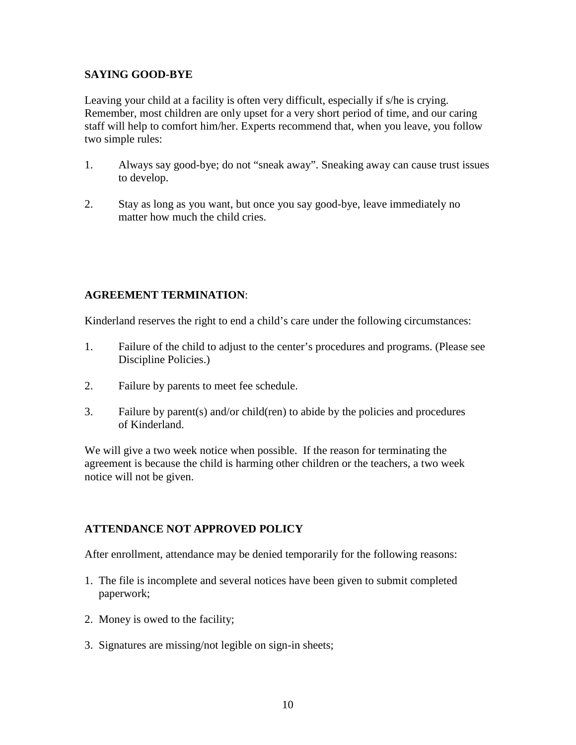## SAYING GOOD-BYE

Leaving your child at a facility is often very difficult, especially if s/he is crying. Remember, most children are only upset for a very short period of time, and our caring staff will help to comfort him/her. Experts recommend that, when you leave, you follow two simple rules:

1. Always say good-bye; do not "sneak away". Sneaking away can cause trust issues to develop.
2. Stay as long as you want, but once you say good-bye, leave immediately no matter how much the child cries.

## AGREEMENT TERMINATION:

Kinderland reserves the right to end a child's care under the following circumstances:

1. Failure of the child to adjust to the center's procedures and programs. (Please see Discipline Policies.)
2. Failure by parents to meet fee schedule.
3. Failure by parent(s) and/or child(ren) to abide by the policies and procedures of Kinderland.

We will give a two week notice when possible. If the reason for terminating the agreement is because the child is harming other children or the teachers, a two week notice will not be given.

## ATTENDANCE NOT APPROVED POLICY

After enrollment, attendance may be denied temporarily for the following reasons:

1. The file is incomplete and several notices have been given to submit completed paperwork;
2. Money is owed to the facility;
3. Signatures are missing/not legible on sign-in sheets;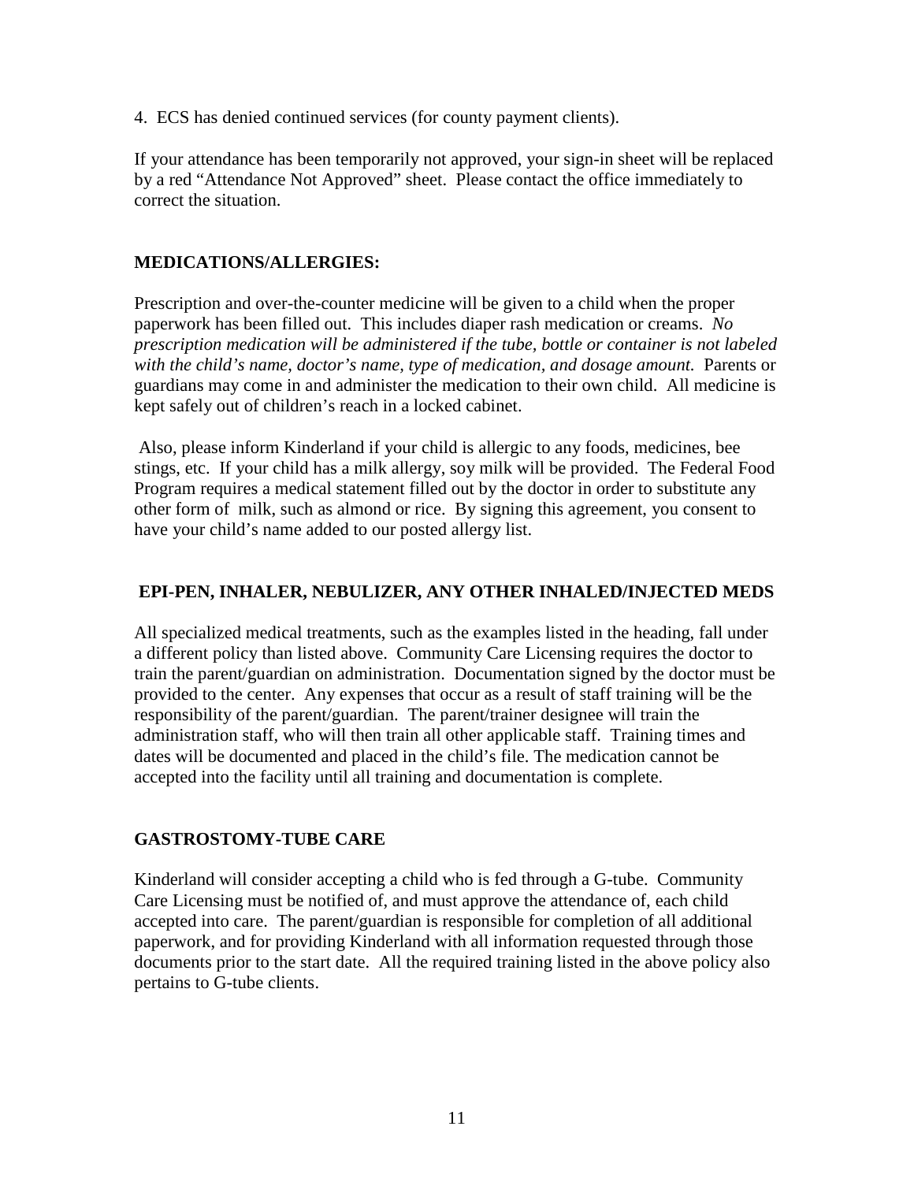4. ECS has denied continued services (for county payment clients).

If your attendance has been temporarily not approved, your sign-in sheet will be replaced by a red "Attendance Not Approved" sheet. Please contact the office immediately to correct the situation.

**MEDICATIONS/ALLERGIES:**

Prescription and over-the-counter medicine will be given to a child when the proper paperwork has been filled out. This includes diaper rash medication or creams. *No prescription medication will be administered if the tube, bottle or container is not labeled with the child's name, doctor's name, type of medication, and dosage amount.* Parents or guardians may come in and administer the medication to their own child. All medicine is kept safely out of children's reach in a locked cabinet.

Also, please inform Kinderland if your child is allergic to any foods, medicines, bee stings, etc. If your child has a milk allergy, soy milk will be provided. The Federal Food Program requires a medical statement filled out by the doctor in order to substitute any other form of milk, such as almond or rice. By signing this agreement, you consent to have your child's name added to our posted allergy list.

**EPI-PEN, INHALER, NEBULIZER, ANY OTHER INHALED/INJECTED MEDS**

All specialized medical treatments, such as the examples listed in the heading, fall under a different policy than listed above. Community Care Licensing requires the doctor to train the parent/guardian on administration. Documentation signed by the doctor must be provided to the center. Any expenses that occur as a result of staff training will be the responsibility of the parent/guardian. The parent/trainer designee will train the administration staff, who will then train all other applicable staff. Training times and dates will be documented and placed in the child's file. The medication cannot be accepted into the facility until all training and documentation is complete.

**GASTROSTOMY-TUBE CARE**

Kinderland will consider accepting a child who is fed through a G-tube. Community Care Licensing must be notified of, and must approve the attendance of, each child accepted into care. The parent/guardian is responsible for completion of all additional paperwork, and for providing Kinderland with all information requested through those documents prior to the start date. All the required training listed in the above policy also pertains to G-tube clients.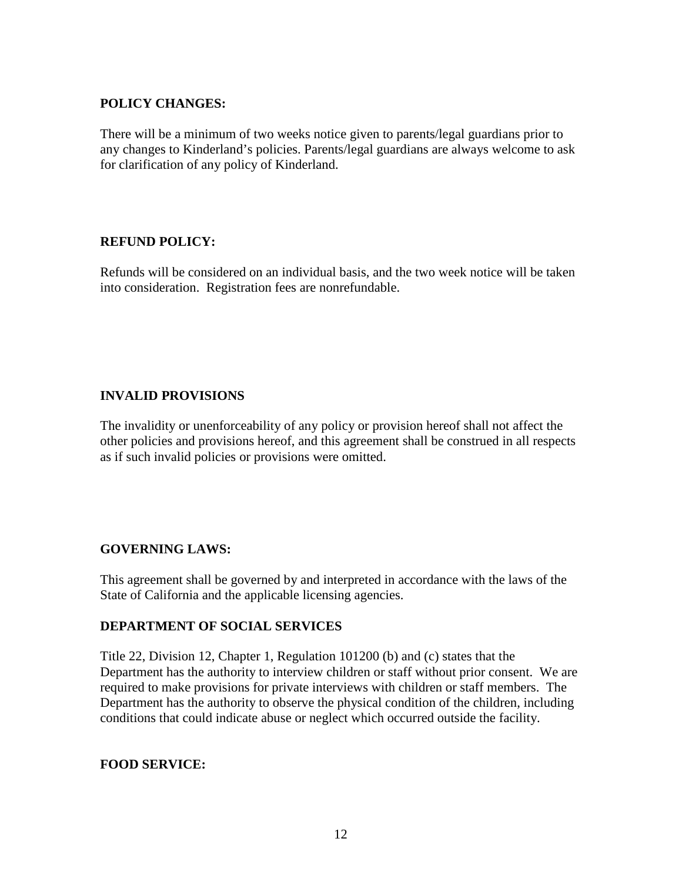**POLICY CHANGES:**

There will be a minimum of two weeks notice given to parents/legal guardians prior to any changes to Kinderland's policies. Parents/legal guardians are always welcome to ask for clarification of any policy of Kinderland.

**REFUND POLICY:**

Refunds will be considered on an individual basis, and the two week notice will be taken into consideration. Registration fees are nonrefundable.

**INVALID PROVISIONS**

The invalidity or unenforceability of any policy or provision hereof shall not affect the other policies and provisions hereof, and this agreement shall be construed in all respects as if such invalid policies or provisions were omitted.

**GOVERNING LAWS:**

This agreement shall be governed by and interpreted in accordance with the laws of the State of California and the applicable licensing agencies.

**DEPARTMENT OF SOCIAL SERVICES**

Title 22, Division 12, Chapter 1, Regulation 101200 (b) and (c) states that the Department has the authority to interview children or staff without prior consent. We are required to make provisions for private interviews with children or staff members. The Department has the authority to observe the physical condition of the children, including conditions that could indicate abuse or neglect which occurred outside the facility.

**FOOD SERVICE:**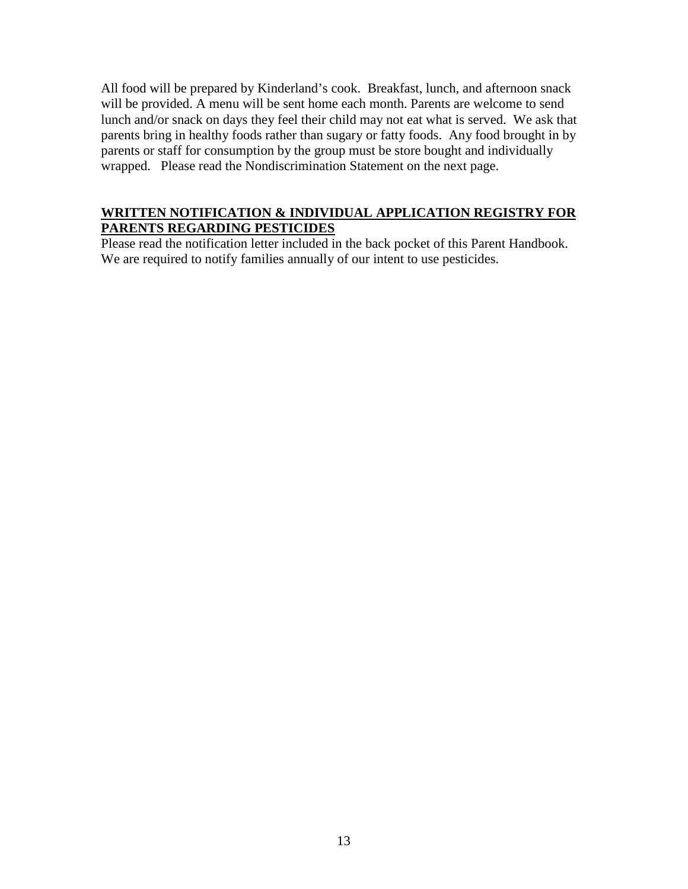All food will be prepared by Kinderland's cook. Breakfast, lunch, and afternoon snack will be provided. A menu will be sent home each month. Parents are welcome to send lunch and/or snack on days they feel their child may not eat what is served. We ask that parents bring in healthy foods rather than sugary or fatty foods. Any food brought in by parents or staff for consumption by the group must be store bought and individually wrapped. Please read the Nondiscrimination Statement on the next page.

## WRITTEN NOTIFICATION & INDIVIDUAL APPLICATION REGISTRY FOR PARENTS REGARDING PESTICIDES

Please read the notification letter included in the back pocket of this Parent Handbook. We are required to notify families annually of our intent to use pesticides.